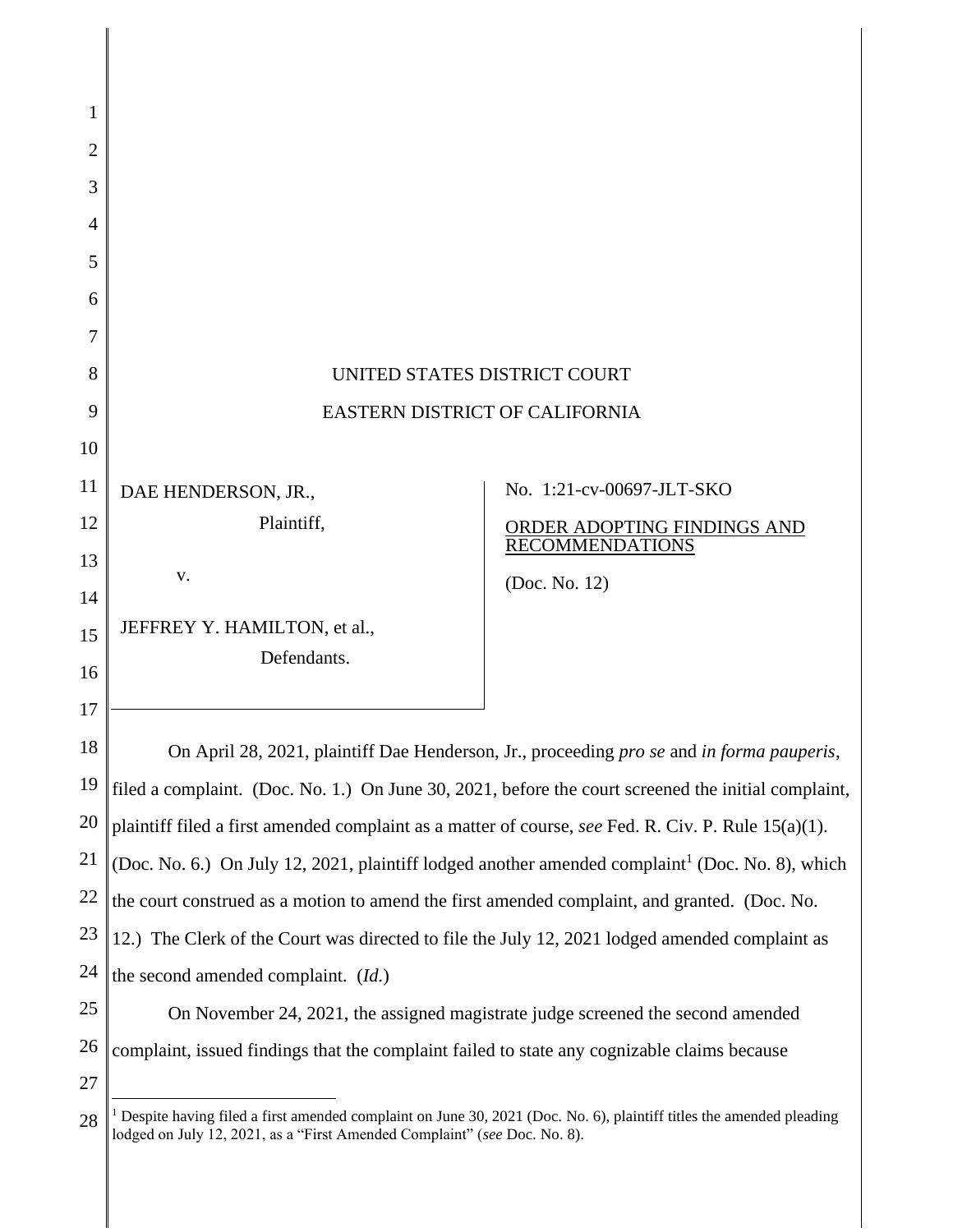UNITED STATES DISTRICT COURT

EASTERN DISTRICT OF CALIFORNIA

| | |
|---|---|
| DAE HENDERSON, JR., Plaintiff, v. JEFFREY Y. HAMILTON, et al., Defendants. | No. 1:21-cv-00697-JLT-SKO <br> ORDER ADOPTING FINDINGS AND RECOMMENDATIONS <br> (Doc. No. 12) |

On April 28, 2021, plaintiff Dae Henderson, Jr., proceeding *pro se* and *in forma pauperis*, filed a complaint. (Doc. No. 1.) On June 30, 2021, before the court screened the initial complaint, plaintiff filed a first amended complaint as a matter of course, *see* Fed. R. Civ. P. Rule 15(a)(1). (Doc. No. 6.) On July 12, 2021, plaintiff lodged another amended complaint[1] (Doc. No. 8), which the court construed as a motion to amend the first amended complaint, and granted. (Doc. No. 12.) The Clerk of the Court was directed to file the July 12, 2021 lodged amended complaint as the second amended complaint. (*Id.*)

On November 24, 2021, the assigned magistrate judge screened the second amended complaint, issued findings that the complaint failed to state any cognizable claims because

[1] Despite having filed a first amended complaint on June 30, 2021 (Doc. No. 6), plaintiff titles the amended pleading lodged on July 12, 2021, as a "First Amended Complaint" (*see* Doc. No. 8).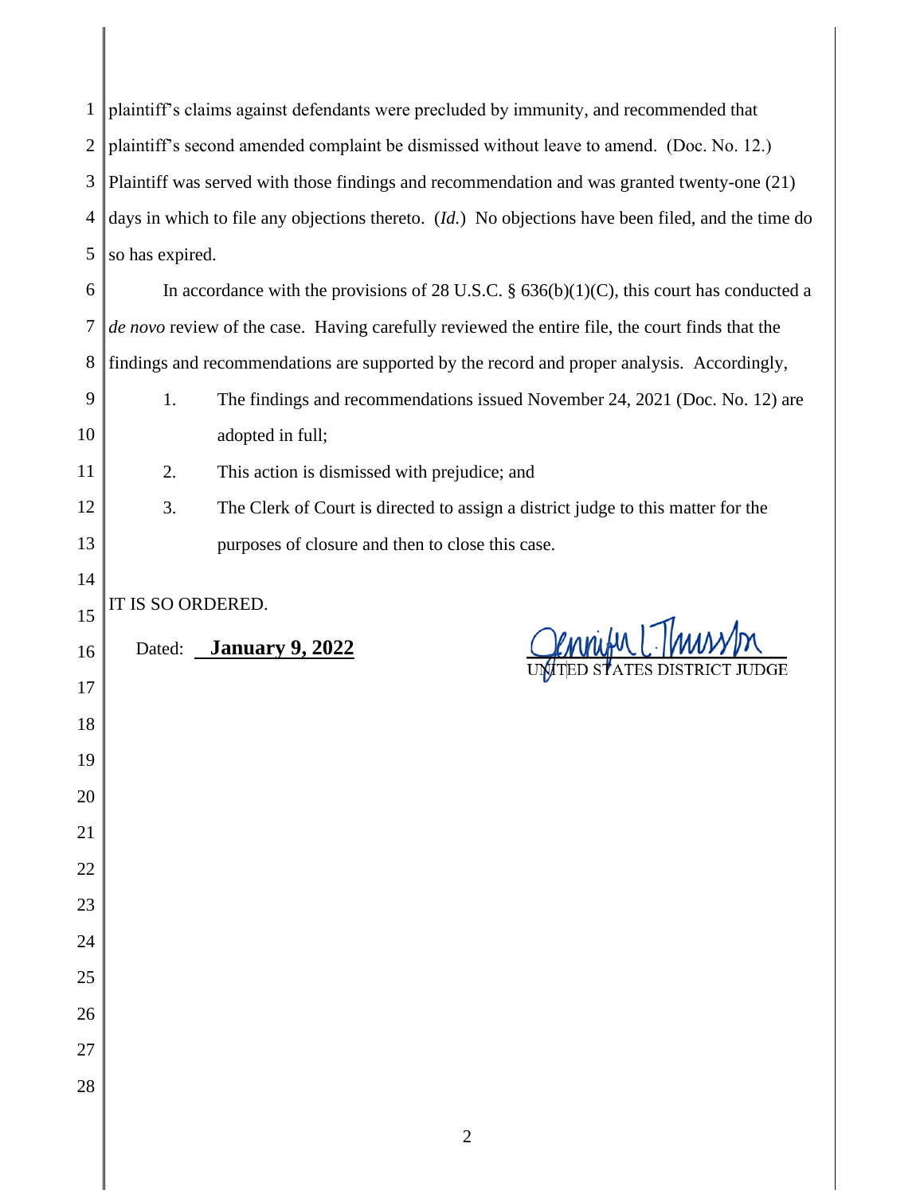plaintiff's claims against defendants were precluded by immunity, and recommended that plaintiff's second amended complaint be dismissed without leave to amend. (Doc. No. 12.) Plaintiff was served with those findings and recommendation and was granted twenty-one (21) days in which to file any objections thereto. (*Id.*) No objections have been filed, and the time do so has expired.

In accordance with the provisions of 28 U.S.C. § 636(b)(1)(C), this court has conducted a *de novo* review of the case. Having carefully reviewed the entire file, the court finds that the findings and recommendations are supported by the record and proper analysis. Accordingly,

1. The findings and recommendations issued November 24, 2021 (Doc. No. 12) are adopted in full;
2. This action is dismissed with prejudice; and
3. The Clerk of Court is directed to assign a district judge to this matter for the purposes of closure and then to close this case.

IT IS SO ORDERED.

Dated: **January 9, 2022**

Jennifer L. Thurston
UNITED STATES DISTRICT JUDGE